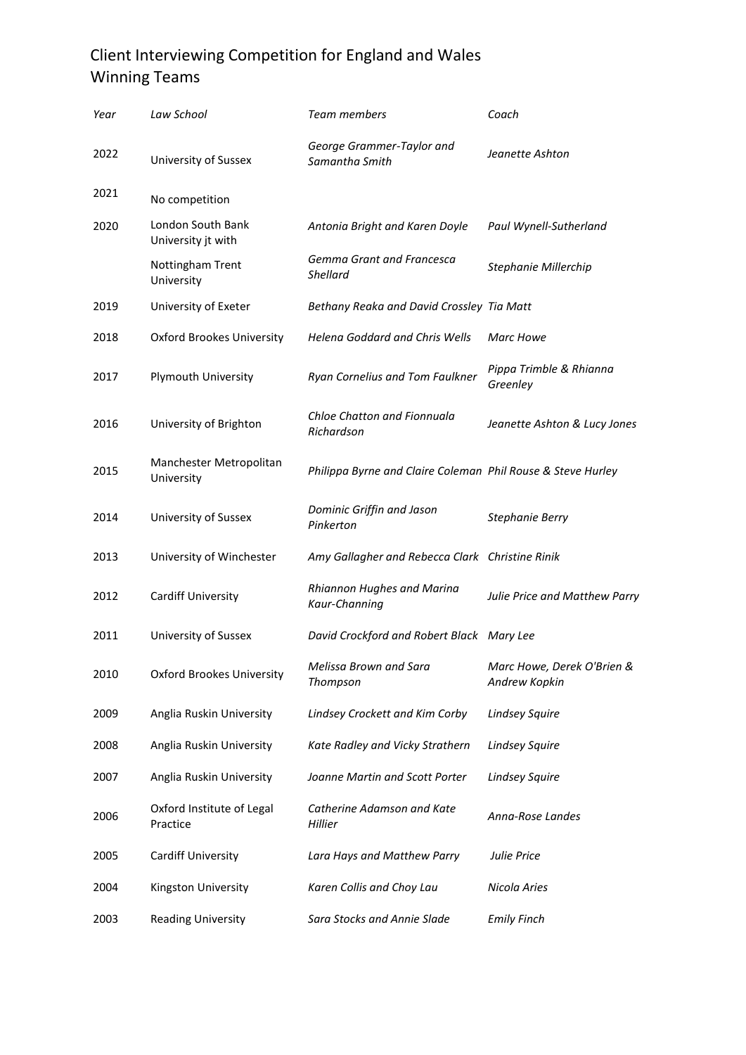# Client Interviewing Competition for England and Wales
## Winning Teams

| *Year* | *Law School* | *Team members* | *Coach* |
|---|---|---|---|
| 2022 | University of Sussex | *George Grammer-Taylor and Samantha Smith* | *Jeanette Ashton* |
| 2021 | No competition | | |
| 2020 | London South Bank University jt with | *Antonia Bright and Karen Doyle* | *Paul Wynell-Sutherland* |
| | Nottingham Trent University | *Gemma Grant and Francesca Shellard* | *Stephanie Millerchip* |
| 2019 | University of Exeter | *Bethany Reaka and David Crossley* | *Tia Matt* |
| 2018 | Oxford Brookes University | *Helena Goddard and Chris Wells* | *Marc Howe* |
| 2017 | Plymouth University | *Ryan Cornelius and Tom Faulkner* | *Pippa Trimble & Rhianna Greenley* |
| 2016 | University of Brighton | *Chloe Chatton and Fionnuala Richardson* | *Jeanette Ashton & Lucy Jones* |
| 2015 | Manchester Metropolitan University | *Philippa Byrne and Claire Coleman* | *Phil Rouse & Steve Hurley* |
| 2014 | University of Sussex | *Dominic Griffin and Jason Pinkerton* | *Stephanie Berry* |
| 2013 | University of Winchester | *Amy Gallagher and Rebecca Clark* | *Christine Rinik* |
| 2012 | Cardiff University | *Rhiannon Hughes and Marina Kaur-Channing* | *Julie Price and Matthew Parry* |
| 2011 | University of Sussex | *David Crockford and Robert Black* | *Mary Lee* |
| 2010 | Oxford Brookes University | *Melissa Brown and Sara Thompson* | *Marc Howe, Derek O'Brien & Andrew Kopkin* |
| 2009 | Anglia Ruskin University | *Lindsey Crockett and Kim Corby* | *Lindsey Squire* |
| 2008 | Anglia Ruskin University | *Kate Radley and Vicky Strathern* | *Lindsey Squire* |
| 2007 | Anglia Ruskin University | *Joanne Martin and Scott Porter* | *Lindsey Squire* |
| 2006 | Oxford Institute of Legal Practice | *Catherine Adamson and Kate Hillier* | *Anna-Rose Landes* |
| 2005 | Cardiff University | *Lara Hays and Matthew Parry* | *Julie Price* |
| 2004 | Kingston University | *Karen Collis and Choy Lau* | *Nicola Aries* |
| 2003 | Reading University | *Sara Stocks and Annie Slade* | *Emily Finch* |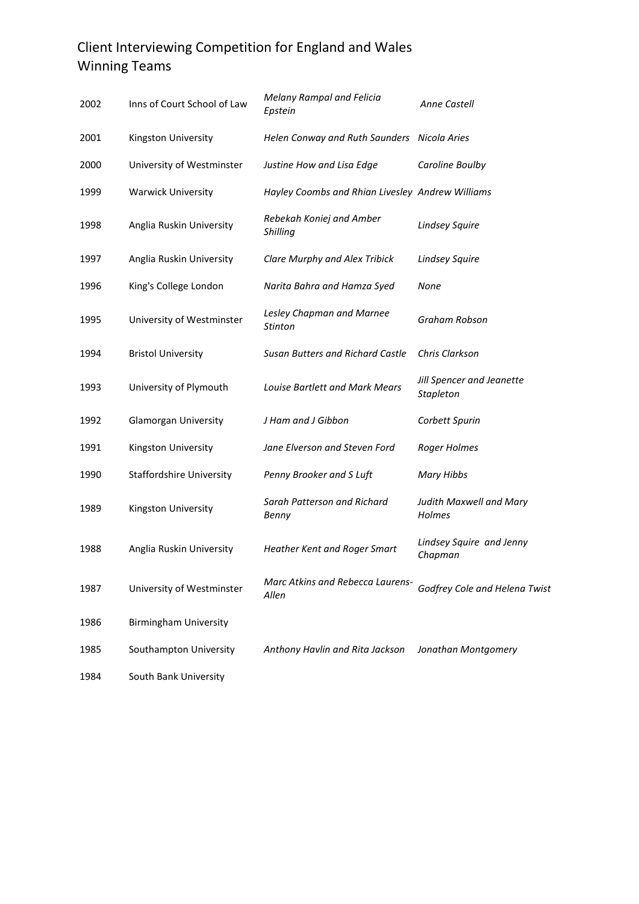# Client Interviewing Competition for England and Wales
## Winning Teams

| | | | |
|---|---|---|---|
| 2002 | Inns of Court School of Law | *Melany Rampal and Felicia Epstein* | *Anne Castell* |
| 2001 | Kingston University | *Helen Conway and Ruth Saunders* | *Nicola Aries* |
| 2000 | University of Westminster | *Justine How and Lisa Edge* | *Caroline Boulby* |
| 1999 | Warwick University | *Hayley Coombs and Rhian Livesley* | *Andrew Williams* |
| 1998 | Anglia Ruskin University | *Rebekah Koniej and Amber Shilling* | *Lindsey Squire* |
| 1997 | Anglia Ruskin University | *Clare Murphy and Alex Tribick* | *Lindsey Squire* |
| 1996 | King's College London | *Narita Bahra and Hamza Syed* | *None* |
| 1995 | University of Westminster | *Lesley Chapman and Marnee Stinton* | *Graham Robson* |
| 1994 | Bristol University | *Susan Butters and Richard Castle* | *Chris Clarkson* |
| 1993 | University of Plymouth | *Louise Bartlett and Mark Mears* | *Jill Spencer and Jeanette Stapleton* |
| 1992 | Glamorgan University | *J Ham and J Gibbon* | *Corbett Spurin* |
| 1991 | Kingston University | *Jane Elverson and Steven Ford* | *Roger Holmes* |
| 1990 | Staffordshire University | *Penny Brooker and S Luft* | *Mary Hibbs* |
| 1989 | Kingston University | *Sarah Patterson and Richard Benny* | *Judith Maxwell and Mary Holmes* |
| 1988 | Anglia Ruskin University | *Heather Kent and Roger Smart* | *Lindsey Squire and Jenny Chapman* |
| 1987 | University of Westminster | *Marc Atkins and Rebecca Laurens-Allen* | *Godfrey Cole and Helena Twist* |
| 1986 | Birmingham University | | |
| 1985 | Southampton University | *Anthony Havlin and Rita Jackson* | *Jonathan Montgomery* |
| 1984 | South Bank University | | |